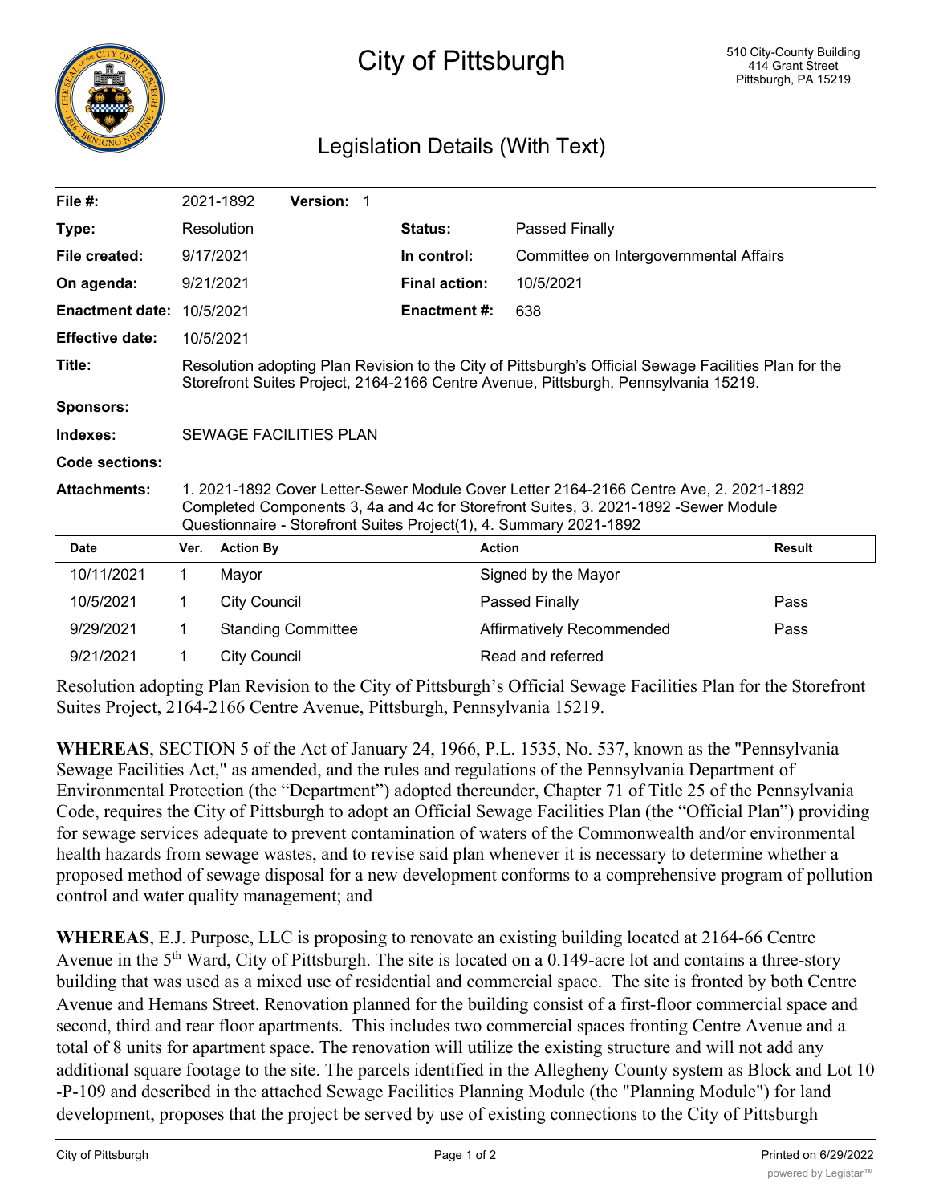# City of Pittsburgh

510 City-County Building
414 Grant Street
Pittsburgh, PA 15219

## Legislation Details (With Text)

| | | | |
|---|---|---|---|
| **File #:** | 2021-1892 **Version:** 1 | | |
| **Type:** | Resolution | **Status:** | Passed Finally |
| **File created:** | 9/17/2021 | **In control:** | Committee on Intergovernmental Affairs |
| **On agenda:** | 9/21/2021 | **Final action:** | 10/5/2021 |
| **Enactment date:** | 10/5/2021 | **Enactment #:** | 638 |
| **Effective date:** | 10/5/2021 | | |

**Title:** Resolution adopting Plan Revision to the City of Pittsburgh's Official Sewage Facilities Plan for the Storefront Suites Project, 2164-2166 Centre Avenue, Pittsburgh, Pennsylvania 15219.

**Sponsors:**

**Indexes:** SEWAGE FACILITIES PLAN

**Code sections:**

**Attachments:** 1. 2021-1892 Cover Letter-Sewer Module Cover Letter 2164-2166 Centre Ave, 2. 2021-1892 Completed Components 3, 4a and 4c for Storefront Suites, 3. 2021-1892 -Sewer Module Questionnaire - Storefront Suites Project(1), 4. Summary 2021-1892

| Date | Ver. | Action By | Action | Result |
|---|---|---|---|---|
| 10/11/2021 | 1 | Mayor | Signed by the Mayor | |
| 10/5/2021 | 1 | City Council | Passed Finally | Pass |
| 9/29/2021 | 1 | Standing Committee | Affirmatively Recommended | Pass |
| 9/21/2021 | 1 | City Council | Read and referred | |

Resolution adopting Plan Revision to the City of Pittsburgh's Official Sewage Facilities Plan for the Storefront Suites Project, 2164-2166 Centre Avenue, Pittsburgh, Pennsylvania 15219.

**WHEREAS**, SECTION 5 of the Act of January 24, 1966, P.L. 1535, No. 537, known as the "Pennsylvania Sewage Facilities Act," as amended, and the rules and regulations of the Pennsylvania Department of Environmental Protection (the "Department") adopted thereunder, Chapter 71 of Title 25 of the Pennsylvania Code, requires the City of Pittsburgh to adopt an Official Sewage Facilities Plan (the "Official Plan") providing for sewage services adequate to prevent contamination of waters of the Commonwealth and/or environmental health hazards from sewage wastes, and to revise said plan whenever it is necessary to determine whether a proposed method of sewage disposal for a new development conforms to a comprehensive program of pollution control and water quality management; and

**WHEREAS**, E.J. Purpose, LLC is proposing to renovate an existing building located at 2164-66 Centre Avenue in the 5th Ward, City of Pittsburgh. The site is located on a 0.149-acre lot and contains a three-story building that was used as a mixed use of residential and commercial space. The site is fronted by both Centre Avenue and Hemans Street. Renovation planned for the building consist of a first-floor commercial space and second, third and rear floor apartments. This includes two commercial spaces fronting Centre Avenue and a total of 8 units for apartment space. The renovation will utilize the existing structure and will not add any additional square footage to the site. The parcels identified in the Allegheny County system as Block and Lot 10-P-109 and described in the attached Sewage Facilities Planning Module (the "Planning Module") for land development, proposes that the project be served by use of existing connections to the City of Pittsburgh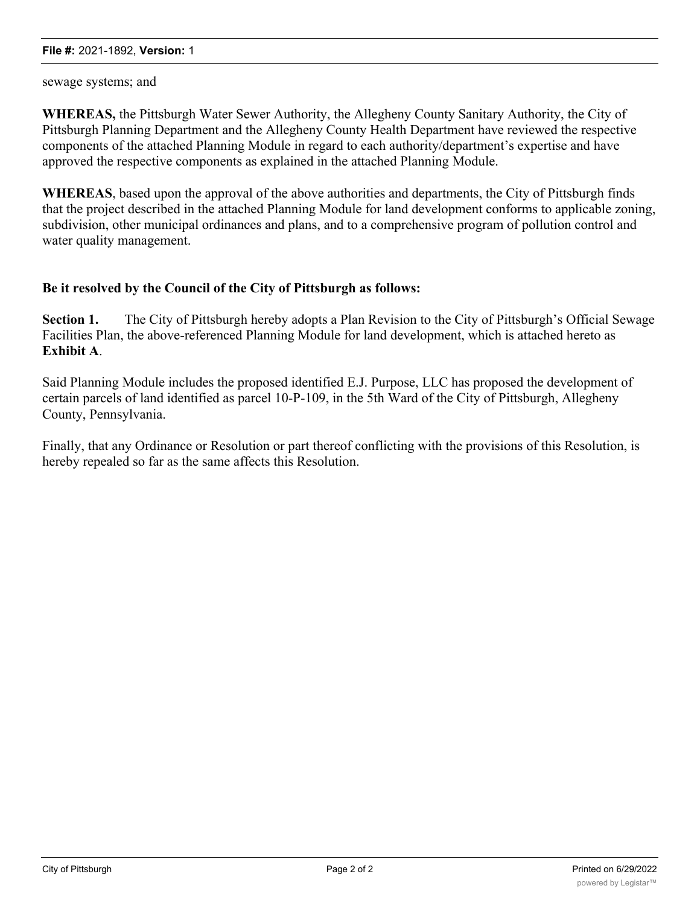sewage systems; and

**WHEREAS,** the Pittsburgh Water Sewer Authority, the Allegheny County Sanitary Authority, the City of Pittsburgh Planning Department and the Allegheny County Health Department have reviewed the respective components of the attached Planning Module in regard to each authority/department's expertise and have approved the respective components as explained in the attached Planning Module.

**WHEREAS**, based upon the approval of the above authorities and departments, the City of Pittsburgh finds that the project described in the attached Planning Module for land development conforms to applicable zoning, subdivision, other municipal ordinances and plans, and to a comprehensive program of pollution control and water quality management.

**Be it resolved by the Council of the City of Pittsburgh as follows:**

**Section 1.** The City of Pittsburgh hereby adopts a Plan Revision to the City of Pittsburgh's Official Sewage Facilities Plan, the above-referenced Planning Module for land development, which is attached hereto as **Exhibit A**.

Said Planning Module includes the proposed identified E.J. Purpose, LLC has proposed the development of certain parcels of land identified as parcel 10-P-109, in the 5th Ward of the City of Pittsburgh, Allegheny County, Pennsylvania.

Finally, that any Ordinance or Resolution or part thereof conflicting with the provisions of this Resolution, is hereby repealed so far as the same affects this Resolution.